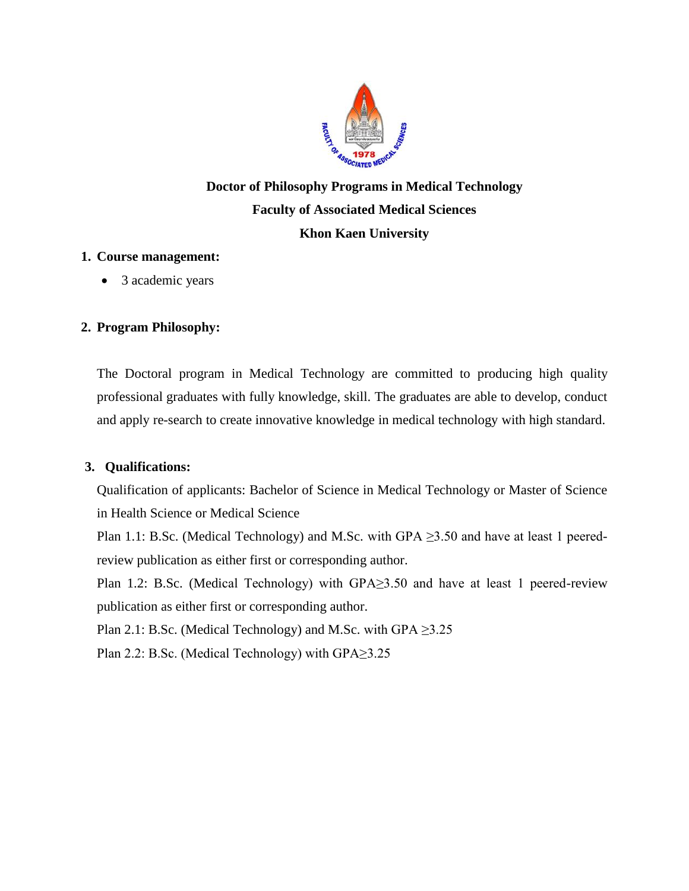**Doctor of Philosophy Programs in Medical Technology**

**Faculty of Associated Medical Sciences**

**Khon Kaen University**

## 1. Course management:

- 3 academic years

## 2. Program Philosophy:

The Doctoral program in Medical Technology are committed to producing high quality professional graduates with fully knowledge, skill. The graduates are able to develop, conduct and apply re-search to create innovative knowledge in medical technology with high standard.

## 3. Qualifications:

Qualification of applicants: Bachelor of Science in Medical Technology or Master of Science in Health Science or Medical Science

Plan 1.1: B.Sc. (Medical Technology) and M.Sc. with GPA $\geq$3.50 and have at least 1 peered-review publication as either first or corresponding author.

Plan 1.2: B.Sc. (Medical Technology) with GPA$\geq$3.50 and have at least 1 peered-review publication as either first or corresponding author.

Plan 2.1: B.Sc. (Medical Technology) and M.Sc. with GPA $\geq$3.25

Plan 2.2: B.Sc. (Medical Technology) with GPA$\geq$3.25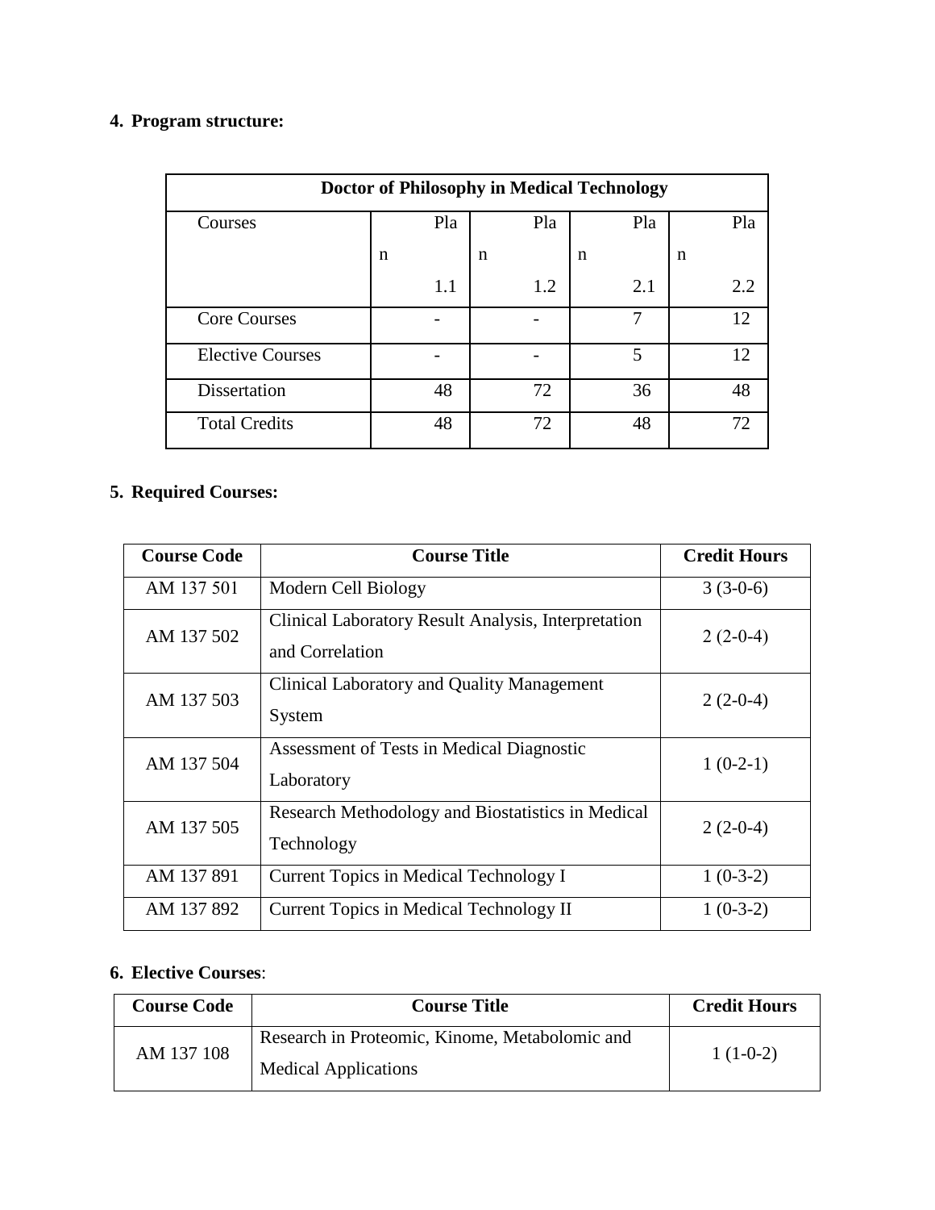## 4. Program structure:

| Doctor of Philosophy in Medical Technology | | | | |
|---|---|---|---|---|
| Courses | Plan 1.1 | Plan 1.2 | Plan 2.1 | Plan 2.2 |
| Core Courses | - | - | 7 | 12 |
| Elective Courses | - | - | 5 | 12 |
| Dissertation | 48 | 72 | 36 | 48 |
| Total Credits | 48 | 72 | 48 | 72 |

## 5. Required Courses:

| Course Code | Course Title | Credit Hours |
|---|---|---|
| AM 137 501 | Modern Cell Biology | 3 (3-0-6) |
| AM 137 502 | Clinical Laboratory Result Analysis, Interpretation and Correlation | 2 (2-0-4) |
| AM 137 503 | Clinical Laboratory and Quality Management System | 2 (2-0-4) |
| AM 137 504 | Assessment of Tests in Medical Diagnostic Laboratory | 1 (0-2-1) |
| AM 137 505 | Research Methodology and Biostatistics in Medical Technology | 2 (2-0-4) |
| AM 137 891 | Current Topics in Medical Technology I | 1 (0-3-2) |
| AM 137 892 | Current Topics in Medical Technology II | 1 (0-3-2) |

## 6. Elective Courses:

| Course Code | Course Title | Credit Hours |
|---|---|---|
| AM 137 108 | Research in Proteomic, Kinome, Metabolomic and Medical Applications | 1 (1-0-2) |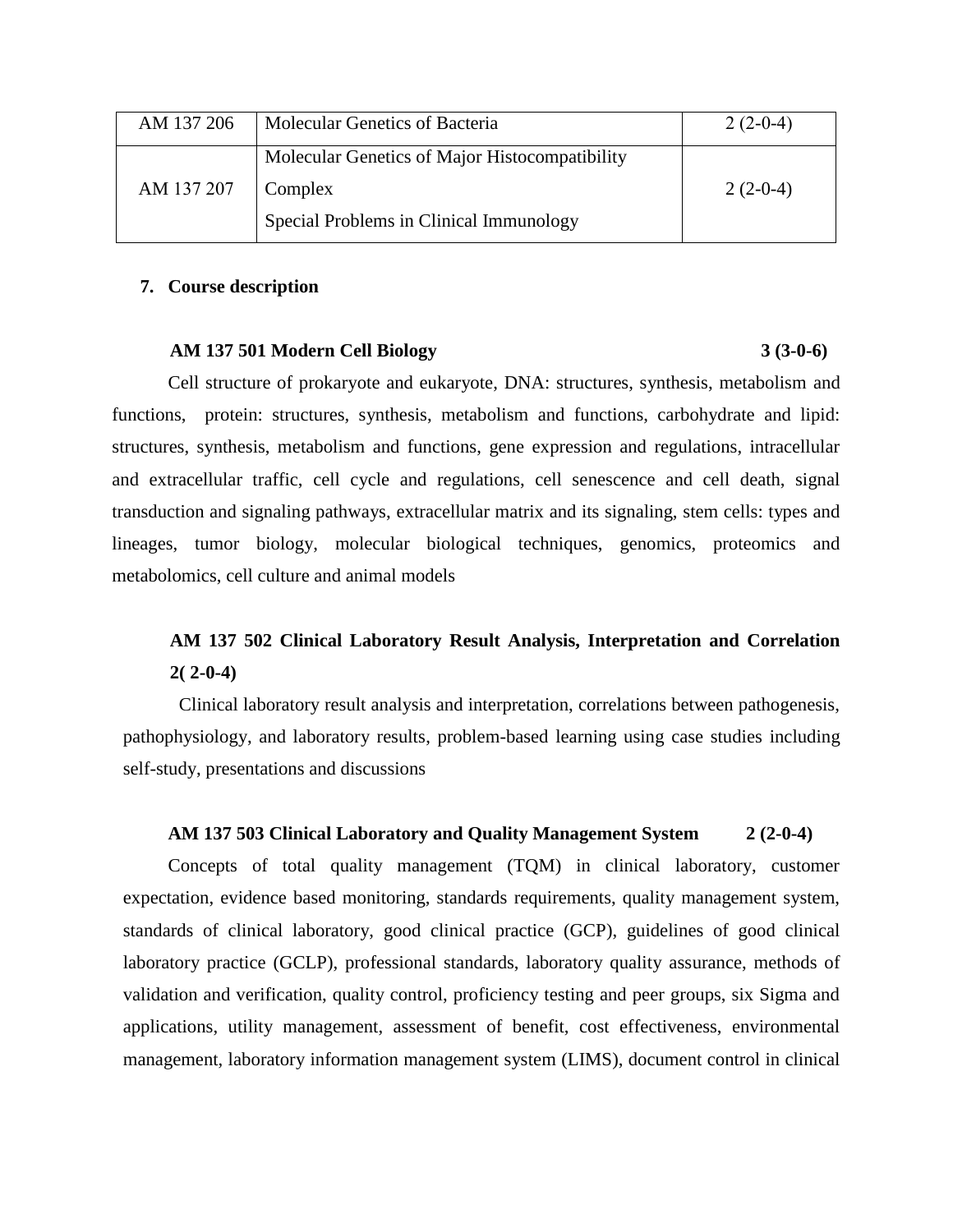| AM 137 206 | Molecular Genetics of Bacteria | 2 (2-0-4) |
|---|---|---|
| AM 137 207 | Molecular Genetics of Major Histocompatibility Complex<br>Special Problems in Clinical Immunology | 2 (2-0-4) |

**7. Course description**

**AM 137 501 Modern Cell Biology 3 (3-0-6)**

Cell structure of prokaryote and eukaryote, DNA: structures, synthesis, metabolism and functions, protein: structures, synthesis, metabolism and functions, carbohydrate and lipid: structures, synthesis, metabolism and functions, gene expression and regulations, intracellular and extracellular traffic, cell cycle and regulations, cell senescence and cell death, signal transduction and signaling pathways, extracellular matrix and its signaling, stem cells: types and lineages, tumor biology, molecular biological techniques, genomics, proteomics and metabolomics, cell culture and animal models

**AM 137 502 Clinical Laboratory Result Analysis, Interpretation and Correlation 2( 2-0-4)**

Clinical laboratory result analysis and interpretation, correlations between pathogenesis, pathophysiology, and laboratory results, problem-based learning using case studies including self-study, presentations and discussions

**AM 137 503 Clinical Laboratory and Quality Management System 2 (2-0-4)**

Concepts of total quality management (TQM) in clinical laboratory, customer expectation, evidence based monitoring, standards requirements, quality management system, standards of clinical laboratory, good clinical practice (GCP), guidelines of good clinical laboratory practice (GCLP), professional standards, laboratory quality assurance, methods of validation and verification, quality control, proficiency testing and peer groups, six Sigma and applications, utility management, assessment of benefit, cost effectiveness, environmental management, laboratory information management system (LIMS), document control in clinical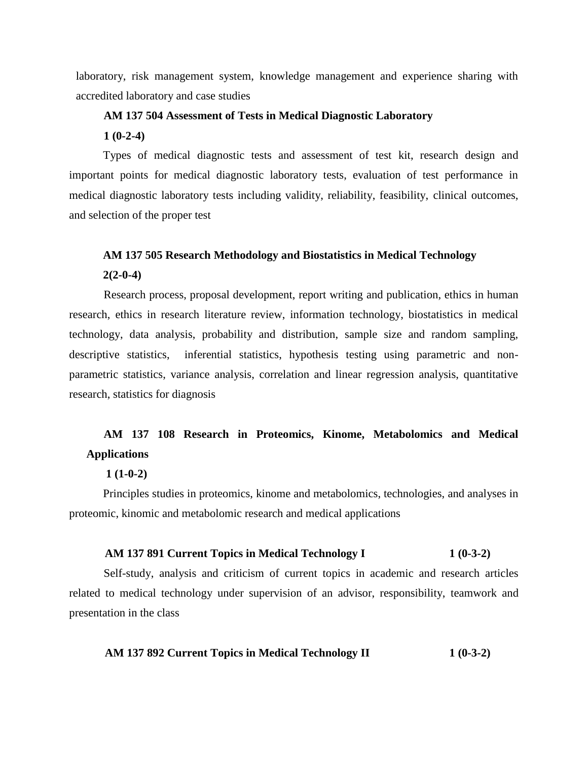laboratory, risk management system, knowledge management and experience sharing with accredited laboratory and case studies

**AM 137 504 Assessment of Tests in Medical Diagnostic Laboratory**

**1 (0-2-4)**

Types of medical diagnostic tests and assessment of test kit, research design and important points for medical diagnostic laboratory tests, evaluation of test performance in medical diagnostic laboratory tests including validity, reliability, feasibility, clinical outcomes, and selection of the proper test

**AM 137 505 Research Methodology and Biostatistics in Medical Technology**

**2(2-0-4)**

Research process, proposal development, report writing and publication, ethics in human research, ethics in research literature review, information technology, biostatistics in medical technology, data analysis, probability and distribution, sample size and random sampling, descriptive statistics, inferential statistics, hypothesis testing using parametric and non-parametric statistics, variance analysis, correlation and linear regression analysis, quantitative research, statistics for diagnosis

**AM 137 108 Research in Proteomics, Kinome, Metabolomics and Medical Applications**

**1 (1-0-2)**

Principles studies in proteomics, kinome and metabolomics, technologies, and analyses in proteomic, kinomic and metabolomic research and medical applications

**AM 137 891 Current Topics in Medical Technology I 1 (0-3-2)**

Self-study, analysis and criticism of current topics in academic and research articles related to medical technology under supervision of an advisor, responsibility, teamwork and presentation in the class

**AM 137 892 Current Topics in Medical Technology II 1 (0-3-2)**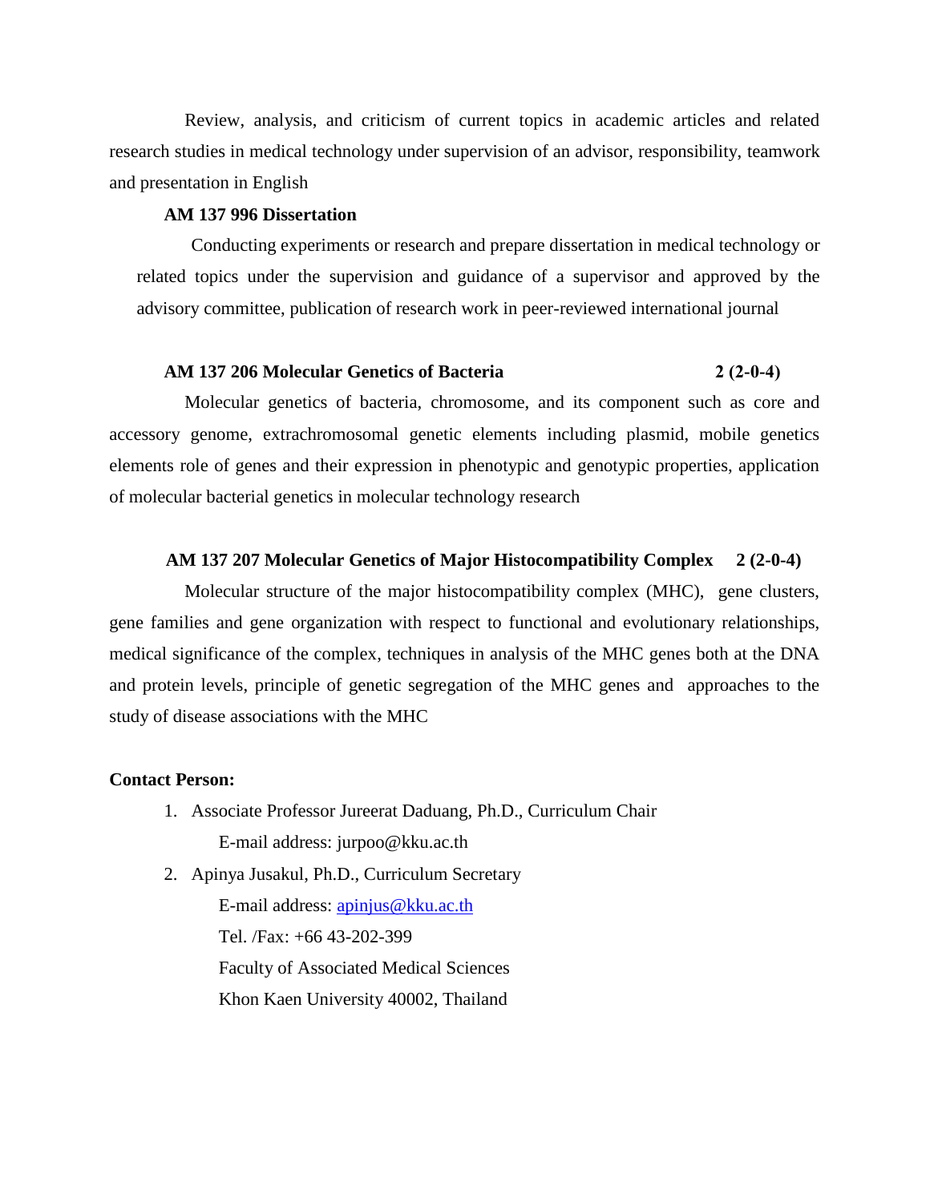Review, analysis, and criticism of current topics in academic articles and related research studies in medical technology under supervision of an advisor, responsibility, teamwork and presentation in English

**AM 137 996 Dissertation**

Conducting experiments or research and prepare dissertation in medical technology or related topics under the supervision and guidance of a supervisor and approved by the advisory committee, publication of research work in peer-reviewed international journal

**AM 137 206 Molecular Genetics of Bacteria 2 (2-0-4)**

Molecular genetics of bacteria, chromosome, and its component such as core and accessory genome, extrachromosomal genetic elements including plasmid, mobile genetics elements role of genes and their expression in phenotypic and genotypic properties, application of molecular bacterial genetics in molecular technology research

**AM 137 207 Molecular Genetics of Major Histocompatibility Complex 2 (2-0-4)**

Molecular structure of the major histocompatibility complex (MHC), gene clusters, gene families and gene organization with respect to functional and evolutionary relationships, medical significance of the complex, techniques in analysis of the MHC genes both at the DNA and protein levels, principle of genetic segregation of the MHC genes and approaches to the study of disease associations with the MHC

**Contact Person:**

1. Associate Professor Jureerat Daduang, Ph.D., Curriculum Chair
   E-mail address: jurpoo@kku.ac.th
2. Apinya Jusakul, Ph.D., Curriculum Secretary
   E-mail address: apinjus@kku.ac.th
   Tel. /Fax: +66 43-202-399
   Faculty of Associated Medical Sciences
   Khon Kaen University 40002, Thailand